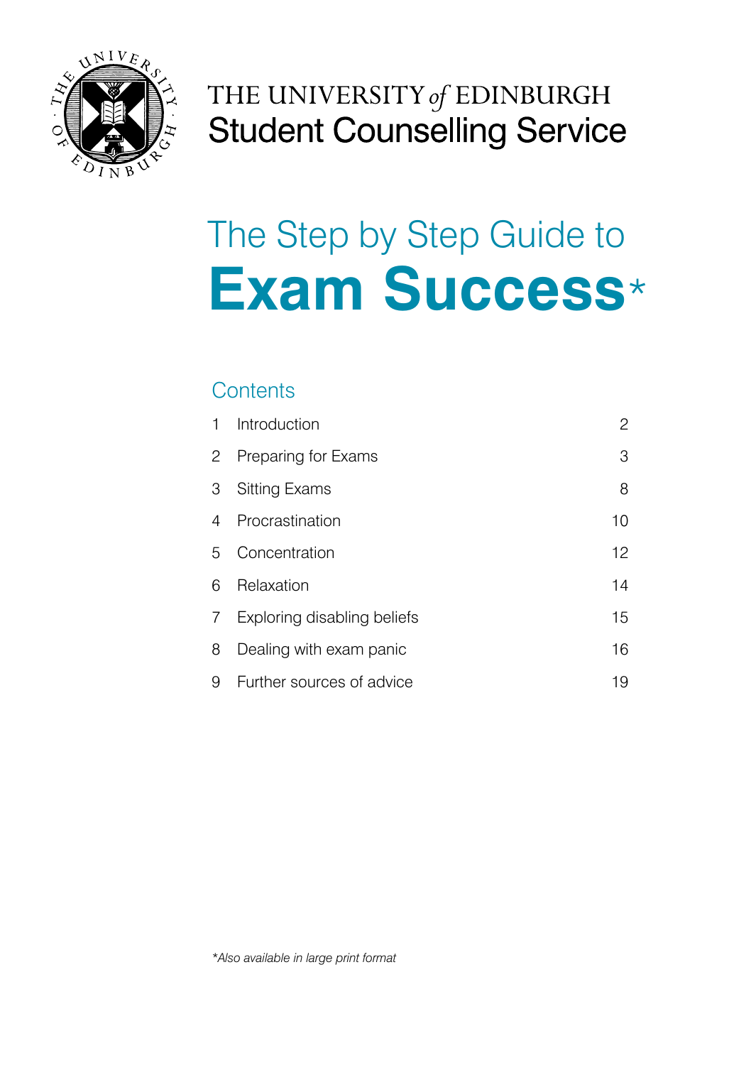THE UNIVERSITY *of* EDINBURGH
Student Counselling Service

# The Step by Step Guide to **Exam Success***

## Contents

| | | |
|---|---|---|
| 1 | Introduction | 2 |
| 2 | Preparing for Exams | 3 |
| 3 | Sitting Exams | 8 |
| 4 | Procrastination | 10 |
| 5 | Concentration | 12 |
| 6 | Relaxation | 14 |
| 7 | Exploring disabling beliefs | 15 |
| 8 | Dealing with exam panic | 16 |
| 9 | Further sources of advice | 19 |

**Also available in large print format*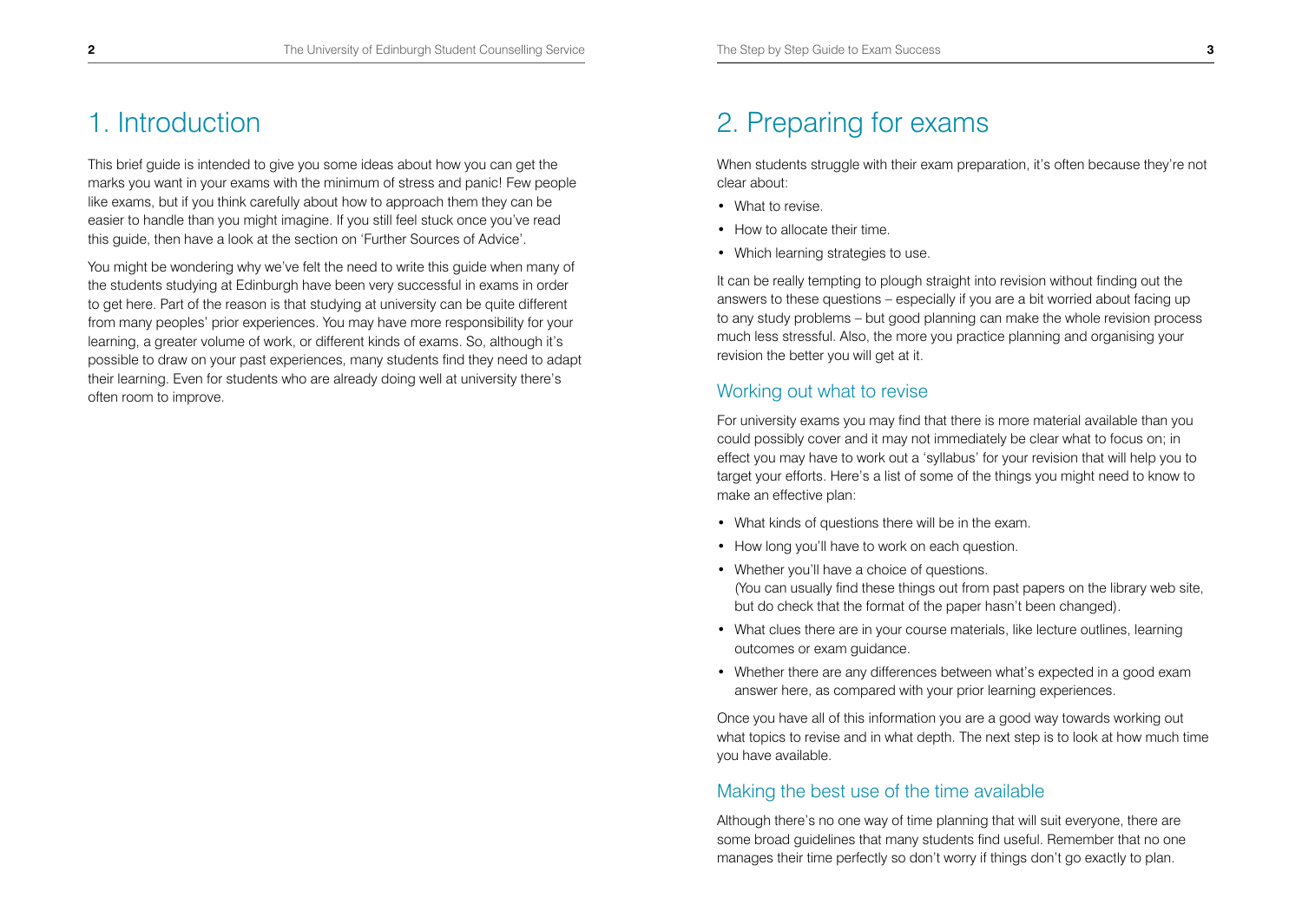# 1. Introduction

This brief guide is intended to give you some ideas about how you can get the marks you want in your exams with the minimum of stress and panic! Few people like exams, but if you think carefully about how to approach them they can be easier to handle than you might imagine. If you still feel stuck once you've read this guide, then have a look at the section on 'Further Sources of Advice'.

You might be wondering why we've felt the need to write this guide when many of the students studying at Edinburgh have been very successful in exams in order to get here. Part of the reason is that studying at university can be quite different from many peoples' prior experiences. You may have more responsibility for your learning, a greater volume of work, or different kinds of exams. So, although it's possible to draw on your past experiences, many students find they need to adapt their learning. Even for students who are already doing well at university there's often room to improve.

# 2. Preparing for exams

When students struggle with their exam preparation, it's often because they're not clear about:

- What to revise.
- How to allocate their time.
- Which learning strategies to use.

It can be really tempting to plough straight into revision without finding out the answers to these questions – especially if you are a bit worried about facing up to any study problems – but good planning can make the whole revision process much less stressful. Also, the more you practice planning and organising your revision the better you will get at it.

## Working out what to revise

For university exams you may find that there is more material available than you could possibly cover and it may not immediately be clear what to focus on; in effect you may have to work out a 'syllabus' for your revision that will help you to target your efforts. Here's a list of some of the things you might need to know to make an effective plan:

- What kinds of questions there will be in the exam.
- How long you'll have to work on each question.
- Whether you'll have a choice of questions.
  (You can usually find these things out from past papers on the library web site, but do check that the format of the paper hasn't been changed).
- What clues there are in your course materials, like lecture outlines, learning outcomes or exam guidance.
- Whether there are any differences between what's expected in a good exam answer here, as compared with your prior learning experiences.

Once you have all of this information you are a good way towards working out what topics to revise and in what depth. The next step is to look at how much time you have available.

## Making the best use of the time available

Although there's no one way of time planning that will suit everyone, there are some broad guidelines that many students find useful. Remember that no one manages their time perfectly so don't worry if things don't go exactly to plan.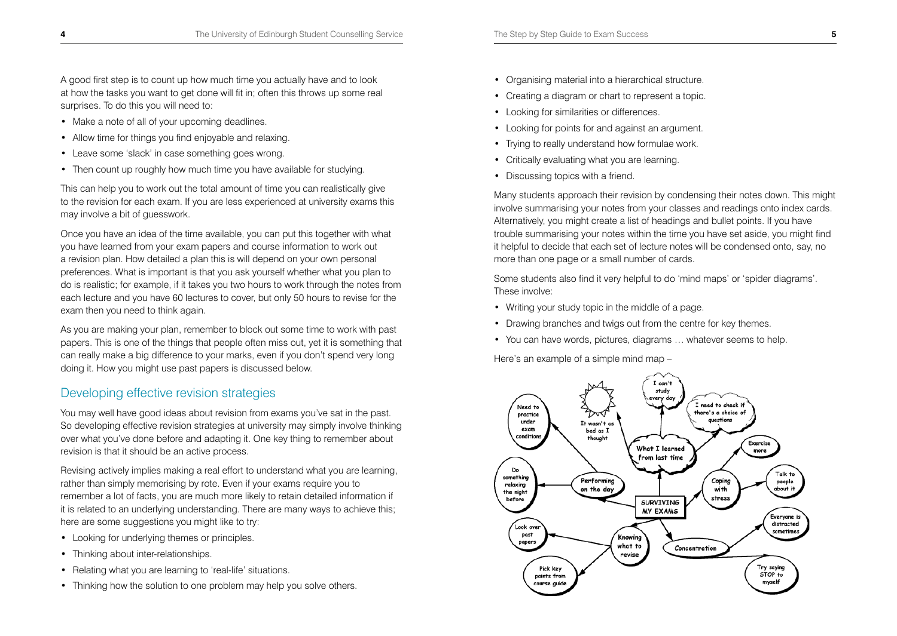A good first step is to count up how much time you actually have and to look at how the tasks you want to get done will fit in; often this throws up some real surprises. To do this you will need to:

- Make a note of all of your upcoming deadlines.
- Allow time for things you find enjoyable and relaxing.
- Leave some 'slack' in case something goes wrong.
- Then count up roughly how much time you have available for studying.

This can help you to work out the total amount of time you can realistically give to the revision for each exam. If you are less experienced at university exams this may involve a bit of guesswork.

Once you have an idea of the time available, you can put this together with what you have learned from your exam papers and course information to work out a revision plan. How detailed a plan this is will depend on your own personal preferences. What is important is that you ask yourself whether what you plan to do is realistic; for example, if it takes you two hours to work through the notes from each lecture and you have 60 lectures to cover, but only 50 hours to revise for the exam then you need to think again.

As you are making your plan, remember to block out some time to work with past papers. This is one of the things that people often miss out, yet it is something that can really make a big difference to your marks, even if you don't spend very long doing it. How you might use past papers is discussed below.

## Developing effective revision strategies

You may well have good ideas about revision from exams you've sat in the past. So developing effective revision strategies at university may simply involve thinking over what you've done before and adapting it. One key thing to remember about revision is that it should be an active process.

Revising actively implies making a real effort to understand what you are learning, rather than simply memorising by rote. Even if your exams require you to remember a lot of facts, you are much more likely to retain detailed information if it is related to an underlying understanding. There are many ways to achieve this; here are some suggestions you might like to try:

- Looking for underlying themes or principles.
- Thinking about inter-relationships.
- Relating what you are learning to 'real-life' situations.
- Thinking how the solution to one problem may help you solve others.
- Organising material into a hierarchical structure.
- Creating a diagram or chart to represent a topic.
- Looking for similarities or differences.
- Looking for points for and against an argument.
- Trying to really understand how formulae work.
- Critically evaluating what you are learning.
- Discussing topics with a friend.

Many students approach their revision by condensing their notes down. This might involve summarising your notes from your classes and readings onto index cards. Alternatively, you might create a list of headings and bullet points. If you have trouble summarising your notes within the time you have set aside, you might find it helpful to decide that each set of lecture notes will be condensed onto, say, no more than one page or a small number of cards.

Some students also find it very helpful to do 'mind maps' or 'spider diagrams'. These involve:

- Writing your study topic in the middle of a page.
- Drawing branches and twigs out from the centre for key themes.
- You can have words, pictures, diagrams … whatever seems to help.

Here's an example of a simple mind map –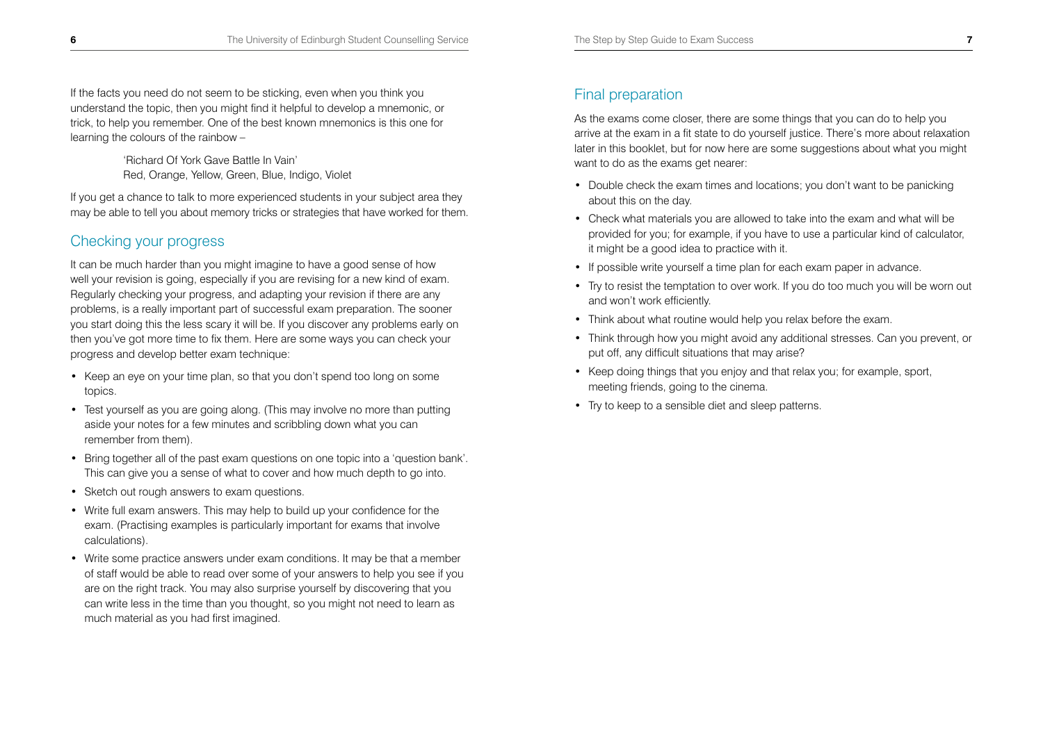If the facts you need do not seem to be sticking, even when you think you understand the topic, then you might find it helpful to develop a mnemonic, or trick, to help you remember. One of the best known mnemonics is this one for learning the colours of the rainbow –

> 'Richard Of York Gave Battle In Vain'
> Red, Orange, Yellow, Green, Blue, Indigo, Violet

If you get a chance to talk to more experienced students in your subject area they may be able to tell you about memory tricks or strategies that have worked for them.

## Checking your progress

It can be much harder than you might imagine to have a good sense of how well your revision is going, especially if you are revising for a new kind of exam. Regularly checking your progress, and adapting your revision if there are any problems, is a really important part of successful exam preparation. The sooner you start doing this the less scary it will be. If you discover any problems early on then you've got more time to fix them. Here are some ways you can check your progress and develop better exam technique:

- Keep an eye on your time plan, so that you don't spend too long on some topics.
- Test yourself as you are going along. (This may involve no more than putting aside your notes for a few minutes and scribbling down what you can remember from them).
- Bring together all of the past exam questions on one topic into a 'question bank'. This can give you a sense of what to cover and how much depth to go into.
- Sketch out rough answers to exam questions.
- Write full exam answers. This may help to build up your confidence for the exam. (Practising examples is particularly important for exams that involve calculations).
- Write some practice answers under exam conditions. It may be that a member of staff would be able to read over some of your answers to help you see if you are on the right track. You may also surprise yourself by discovering that you can write less in the time than you thought, so you might not need to learn as much material as you had first imagined.

## Final preparation

As the exams come closer, there are some things that you can do to help you arrive at the exam in a fit state to do yourself justice. There's more about relaxation later in this booklet, but for now here are some suggestions about what you might want to do as the exams get nearer:

- Double check the exam times and locations; you don't want to be panicking about this on the day.
- Check what materials you are allowed to take into the exam and what will be provided for you; for example, if you have to use a particular kind of calculator, it might be a good idea to practice with it.
- If possible write yourself a time plan for each exam paper in advance.
- Try to resist the temptation to over work. If you do too much you will be worn out and won't work efficiently.
- Think about what routine would help you relax before the exam.
- Think through how you might avoid any additional stresses. Can you prevent, or put off, any difficult situations that may arise?
- Keep doing things that you enjoy and that relax you; for example, sport, meeting friends, going to the cinema.
- Try to keep to a sensible diet and sleep patterns.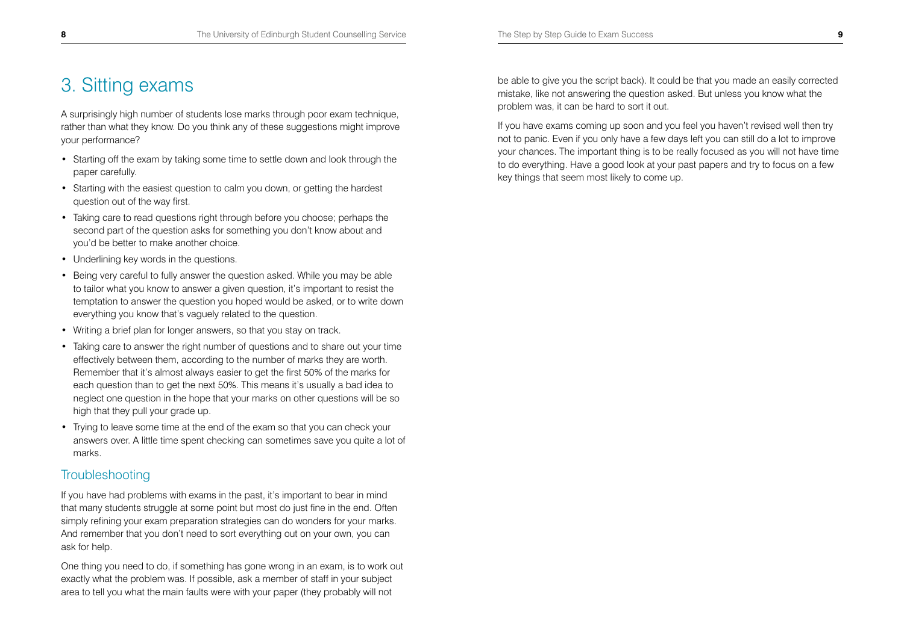# 3. Sitting exams

A surprisingly high number of students lose marks through poor exam technique, rather than what they know. Do you think any of these suggestions might improve your performance?

- Starting off the exam by taking some time to settle down and look through the paper carefully.
- Starting with the easiest question to calm you down, or getting the hardest question out of the way first.
- Taking care to read questions right through before you choose; perhaps the second part of the question asks for something you don't know about and you'd be better to make another choice.
- Underlining key words in the questions.
- Being very careful to fully answer the question asked. While you may be able to tailor what you know to answer a given question, it's important to resist the temptation to answer the question you hoped would be asked, or to write down everything you know that's vaguely related to the question.
- Writing a brief plan for longer answers, so that you stay on track.
- Taking care to answer the right number of questions and to share out your time effectively between them, according to the number of marks they are worth. Remember that it's almost always easier to get the first 50% of the marks for each question than to get the next 50%. This means it's usually a bad idea to neglect one question in the hope that your marks on other questions will be so high that they pull your grade up.
- Trying to leave some time at the end of the exam so that you can check your answers over. A little time spent checking can sometimes save you quite a lot of marks.

## Troubleshooting

If you have had problems with exams in the past, it's important to bear in mind that many students struggle at some point but most do just fine in the end. Often simply refining your exam preparation strategies can do wonders for your marks. And remember that you don't need to sort everything out on your own, you can ask for help.

One thing you need to do, if something has gone wrong in an exam, is to work out exactly what the problem was. If possible, ask a member of staff in your subject area to tell you what the main faults were with your paper (they probably will not be able to give you the script back). It could be that you made an easily corrected mistake, like not answering the question asked. But unless you know what the problem was, it can be hard to sort it out.

If you have exams coming up soon and you feel you haven't revised well then try not to panic. Even if you only have a few days left you can still do a lot to improve your chances. The important thing is to be really focused as you will not have time to do everything. Have a good look at your past papers and try to focus on a few key things that seem most likely to come up.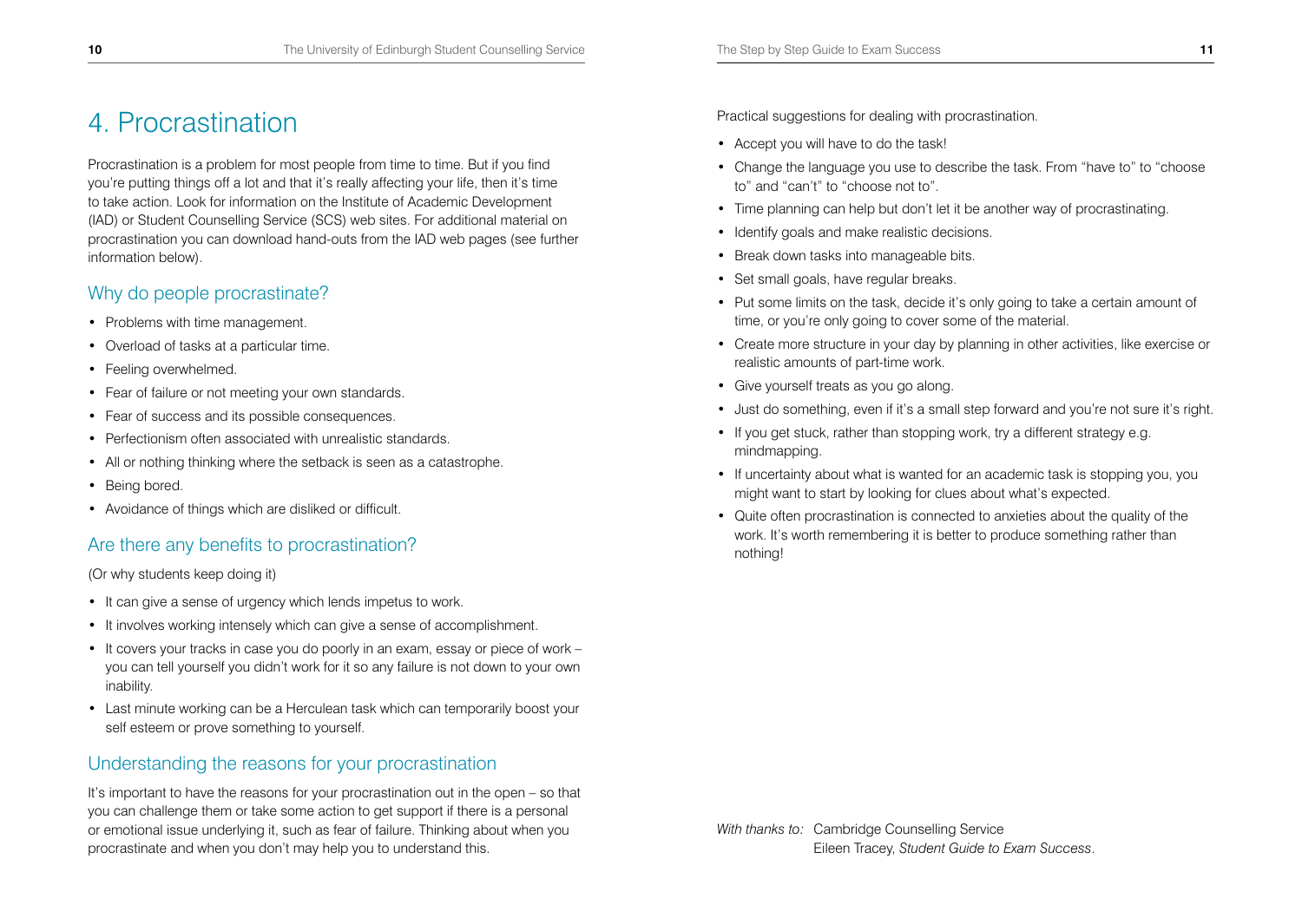# 4. Procrastination

Procrastination is a problem for most people from time to time. But if you find you're putting things off a lot and that it's really affecting your life, then it's time to take action. Look for information on the Institute of Academic Development (IAD) or Student Counselling Service (SCS) web sites. For additional material on procrastination you can download hand-outs from the IAD web pages (see further information below).

## Why do people procrastinate?

- Problems with time management.
- Overload of tasks at a particular time.
- Feeling overwhelmed.
- Fear of failure or not meeting your own standards.
- Fear of success and its possible consequences.
- Perfectionism often associated with unrealistic standards.
- All or nothing thinking where the setback is seen as a catastrophe.
- Being bored.
- Avoidance of things which are disliked or difficult.

## Are there any benefits to procrastination?

(Or why students keep doing it)

- It can give a sense of urgency which lends impetus to work.
- It involves working intensely which can give a sense of accomplishment.
- It covers your tracks in case you do poorly in an exam, essay or piece of work – you can tell yourself you didn't work for it so any failure is not down to your own inability.
- Last minute working can be a Herculean task which can temporarily boost your self esteem or prove something to yourself.

## Understanding the reasons for your procrastination

It's important to have the reasons for your procrastination out in the open – so that you can challenge them or take some action to get support if there is a personal or emotional issue underlying it, such as fear of failure. Thinking about when you procrastinate and when you don't may help you to understand this.

Practical suggestions for dealing with procrastination.

- Accept you will have to do the task!
- Change the language you use to describe the task. From "have to" to "choose to" and "can't" to "choose not to".
- Time planning can help but don't let it be another way of procrastinating.
- Identify goals and make realistic decisions.
- Break down tasks into manageable bits.
- Set small goals, have regular breaks.
- Put some limits on the task, decide it's only going to take a certain amount of time, or you're only going to cover some of the material.
- Create more structure in your day by planning in other activities, like exercise or realistic amounts of part-time work.
- Give yourself treats as you go along.
- Just do something, even if it's a small step forward and you're not sure it's right.
- If you get stuck, rather than stopping work, try a different strategy e.g. mindmapping.
- If uncertainty about what is wanted for an academic task is stopping you, you might want to start by looking for clues about what's expected.
- Quite often procrastination is connected to anxieties about the quality of the work. It's worth remembering it is better to produce something rather than nothing!

*With thanks to:* Cambridge Counselling Service
Eileen Tracey, *Student Guide to Exam Success*.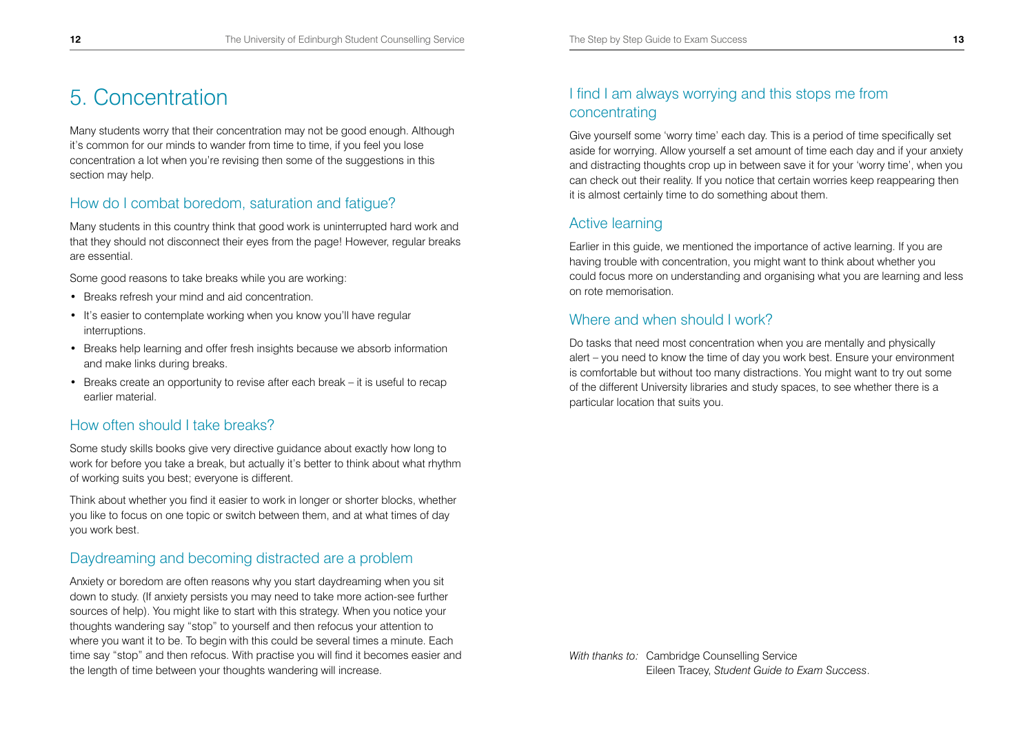# 5. Concentration

Many students worry that their concentration may not be good enough. Although it's common for our minds to wander from time to time, if you feel you lose concentration a lot when you're revising then some of the suggestions in this section may help.

## How do I combat boredom, saturation and fatigue?

Many students in this country think that good work is uninterrupted hard work and that they should not disconnect their eyes from the page! However, regular breaks are essential.

Some good reasons to take breaks while you are working:

- Breaks refresh your mind and aid concentration.
- It's easier to contemplate working when you know you'll have regular interruptions.
- Breaks help learning and offer fresh insights because we absorb information and make links during breaks.
- Breaks create an opportunity to revise after each break – it is useful to recap earlier material.

## How often should I take breaks?

Some study skills books give very directive guidance about exactly how long to work for before you take a break, but actually it's better to think about what rhythm of working suits you best; everyone is different.

Think about whether you find it easier to work in longer or shorter blocks, whether you like to focus on one topic or switch between them, and at what times of day you work best.

## Daydreaming and becoming distracted are a problem

Anxiety or boredom are often reasons why you start daydreaming when you sit down to study. (If anxiety persists you may need to take more action-see further sources of help). You might like to start with this strategy. When you notice your thoughts wandering say "stop" to yourself and then refocus your attention to where you want it to be. To begin with this could be several times a minute. Each time say "stop" and then refocus. With practise you will find it becomes easier and the length of time between your thoughts wandering will increase.

## I find I am always worrying and this stops me from concentrating

Give yourself some 'worry time' each day. This is a period of time specifically set aside for worrying. Allow yourself a set amount of time each day and if your anxiety and distracting thoughts crop up in between save it for your 'worry time', when you can check out their reality. If you notice that certain worries keep reappearing then it is almost certainly time to do something about them.

## Active learning

Earlier in this guide, we mentioned the importance of active learning. If you are having trouble with concentration, you might want to think about whether you could focus more on understanding and organising what you are learning and less on rote memorisation.

## Where and when should I work?

Do tasks that need most concentration when you are mentally and physically alert – you need to know the time of day you work best. Ensure your environment is comfortable but without too many distractions. You might want to try out some of the different University libraries and study spaces, to see whether there is a particular location that suits you.

*With thanks to:* Cambridge Counselling Service
Eileen Tracey, *Student Guide to Exam Success*.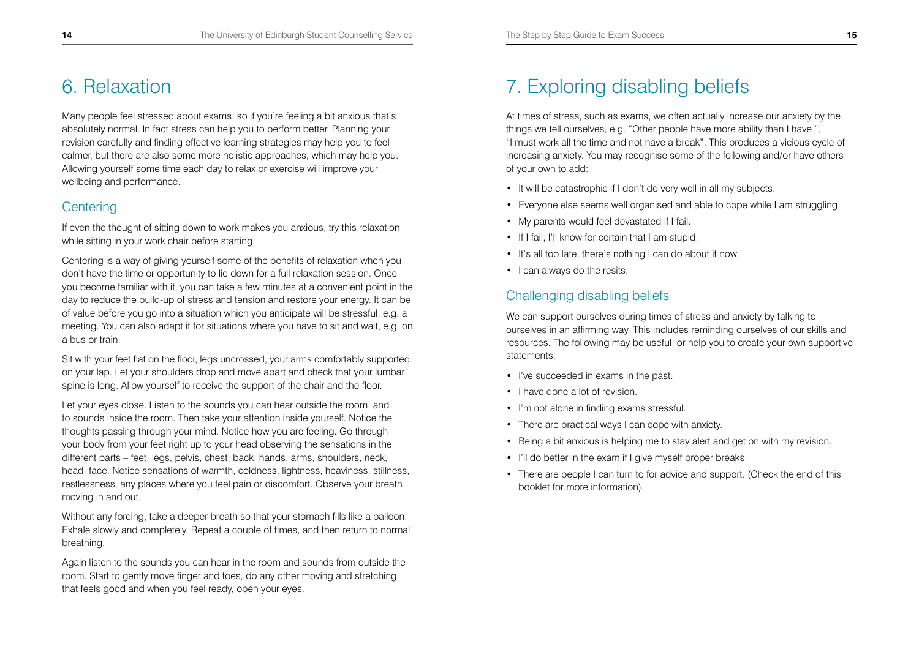# 6. Relaxation

Many people feel stressed about exams, so if you're feeling a bit anxious that's absolutely normal. In fact stress can help you to perform better. Planning your revision carefully and finding effective learning strategies may help you to feel calmer, but there are also some more holistic approaches, which may help you. Allowing yourself some time each day to relax or exercise will improve your wellbeing and performance.

## Centering

If even the thought of sitting down to work makes you anxious, try this relaxation while sitting in your work chair before starting.

Centering is a way of giving yourself some of the benefits of relaxation when you don't have the time or opportunity to lie down for a full relaxation session. Once you become familiar with it, you can take a few minutes at a convenient point in the day to reduce the build-up of stress and tension and restore your energy. It can be of value before you go into a situation which you anticipate will be stressful, e.g. a meeting. You can also adapt it for situations where you have to sit and wait, e.g. on a bus or train.

Sit with your feet flat on the floor, legs uncrossed, your arms comfortably supported on your lap. Let your shoulders drop and move apart and check that your lumbar spine is long. Allow yourself to receive the support of the chair and the floor.

Let your eyes close. Listen to the sounds you can hear outside the room, and to sounds inside the room. Then take your attention inside yourself. Notice the thoughts passing through your mind. Notice how you are feeling. Go through your body from your feet right up to your head observing the sensations in the different parts – feet, legs, pelvis, chest, back, hands, arms, shoulders, neck, head, face. Notice sensations of warmth, coldness, lightness, heaviness, stillness, restlessness, any places where you feel pain or discomfort. Observe your breath moving in and out.

Without any forcing, take a deeper breath so that your stomach fills like a balloon. Exhale slowly and completely. Repeat a couple of times, and then return to normal breathing.

Again listen to the sounds you can hear in the room and sounds from outside the room. Start to gently move finger and toes, do any other moving and stretching that feels good and when you feel ready, open your eyes.

# 7. Exploring disabling beliefs

At times of stress, such as exams, we often actually increase our anxiety by the things we tell ourselves, e.g. "Other people have more ability than I have ", "I must work all the time and not have a break". This produces a vicious cycle of increasing anxiety. You may recognise some of the following and/or have others of your own to add:

- It will be catastrophic if I don't do very well in all my subjects.
- Everyone else seems well organised and able to cope while I am struggling.
- My parents would feel devastated if I fail.
- If I fail, I'll know for certain that I am stupid.
- It's all too late, there's nothing I can do about it now.
- I can always do the resits.

## Challenging disabling beliefs

We can support ourselves during times of stress and anxiety by talking to ourselves in an affirming way. This includes reminding ourselves of our skills and resources. The following may be useful, or help you to create your own supportive statements:

- I've succeeded in exams in the past.
- I have done a lot of revision.
- I'm not alone in finding exams stressful.
- There are practical ways I can cope with anxiety.
- Being a bit anxious is helping me to stay alert and get on with my revision.
- I'll do better in the exam if I give myself proper breaks.
- There are people I can turn to for advice and support. (Check the end of this booklet for more information).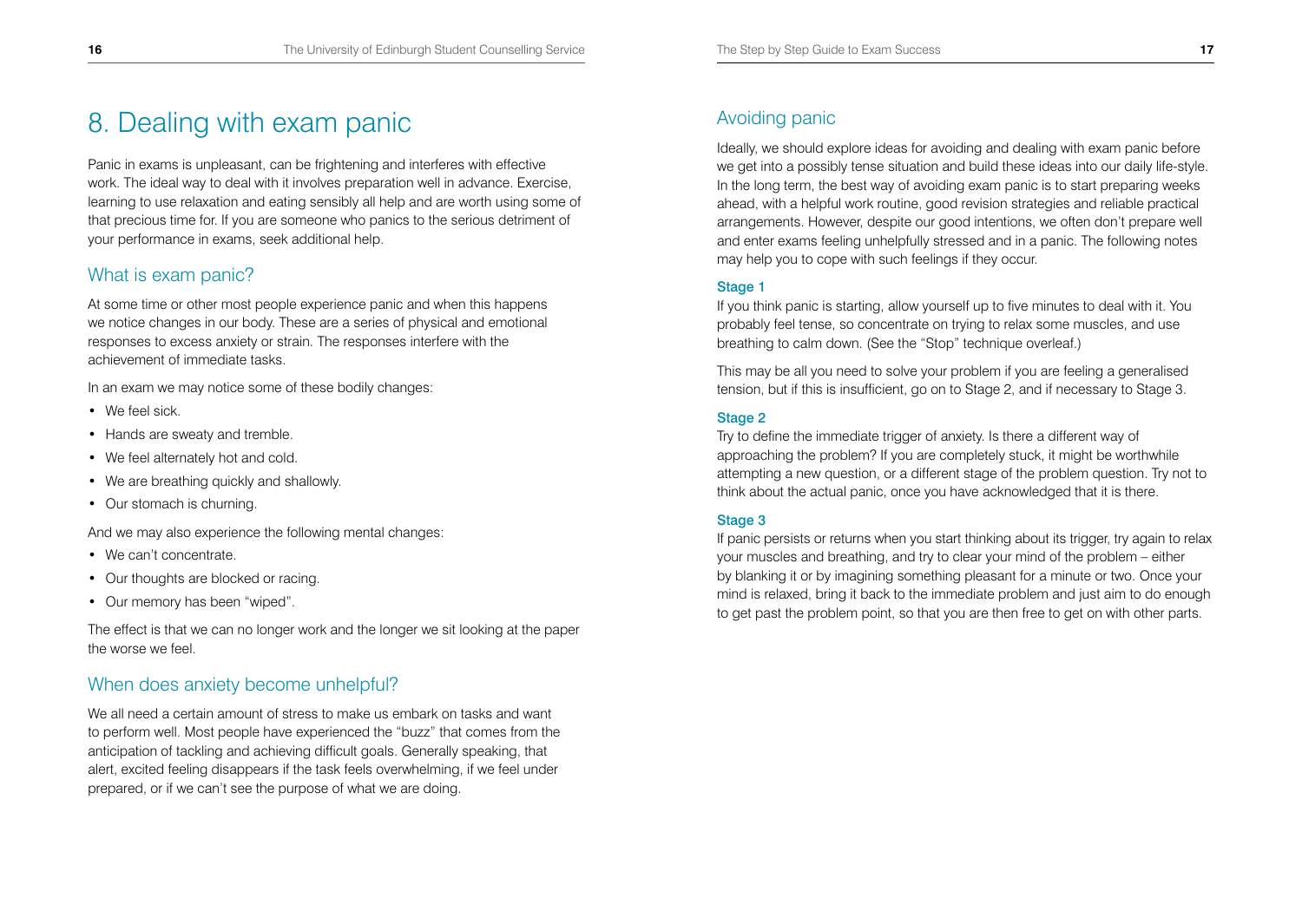# 8. Dealing with exam panic

Panic in exams is unpleasant, can be frightening and interferes with effective work. The ideal way to deal with it involves preparation well in advance. Exercise, learning to use relaxation and eating sensibly all help and are worth using some of that precious time for. If you are someone who panics to the serious detriment of your performance in exams, seek additional help.

## What is exam panic?

At some time or other most people experience panic and when this happens we notice changes in our body. These are a series of physical and emotional responses to excess anxiety or strain. The responses interfere with the achievement of immediate tasks.

In an exam we may notice some of these bodily changes:

- We feel sick.
- Hands are sweaty and tremble.
- We feel alternately hot and cold.
- We are breathing quickly and shallowly.
- Our stomach is churning.

And we may also experience the following mental changes:

- We can't concentrate.
- Our thoughts are blocked or racing.
- Our memory has been "wiped".

The effect is that we can no longer work and the longer we sit looking at the paper the worse we feel.

## When does anxiety become unhelpful?

We all need a certain amount of stress to make us embark on tasks and want to perform well. Most people have experienced the "buzz" that comes from the anticipation of tackling and achieving difficult goals. Generally speaking, that alert, excited feeling disappears if the task feels overwhelming, if we feel under prepared, or if we can't see the purpose of what we are doing.

## Avoiding panic

Ideally, we should explore ideas for avoiding and dealing with exam panic before we get into a possibly tense situation and build these ideas into our daily life-style. In the long term, the best way of avoiding exam panic is to start preparing weeks ahead, with a helpful work routine, good revision strategies and reliable practical arrangements. However, despite our good intentions, we often don't prepare well and enter exams feeling unhelpfully stressed and in a panic. The following notes may help you to cope with such feelings if they occur.

### Stage 1

If you think panic is starting, allow yourself up to five minutes to deal with it. You probably feel tense, so concentrate on trying to relax some muscles, and use breathing to calm down. (See the "Stop" technique overleaf.)

This may be all you need to solve your problem if you are feeling a generalised tension, but if this is insufficient, go on to Stage 2, and if necessary to Stage 3.

### Stage 2

Try to define the immediate trigger of anxiety. Is there a different way of approaching the problem? If you are completely stuck, it might be worthwhile attempting a new question, or a different stage of the problem question. Try not to think about the actual panic, once you have acknowledged that it is there.

### Stage 3

If panic persists or returns when you start thinking about its trigger, try again to relax your muscles and breathing, and try to clear your mind of the problem – either by blanking it or by imagining something pleasant for a minute or two. Once your mind is relaxed, bring it back to the immediate problem and just aim to do enough to get past the problem point, so that you are then free to get on with other parts.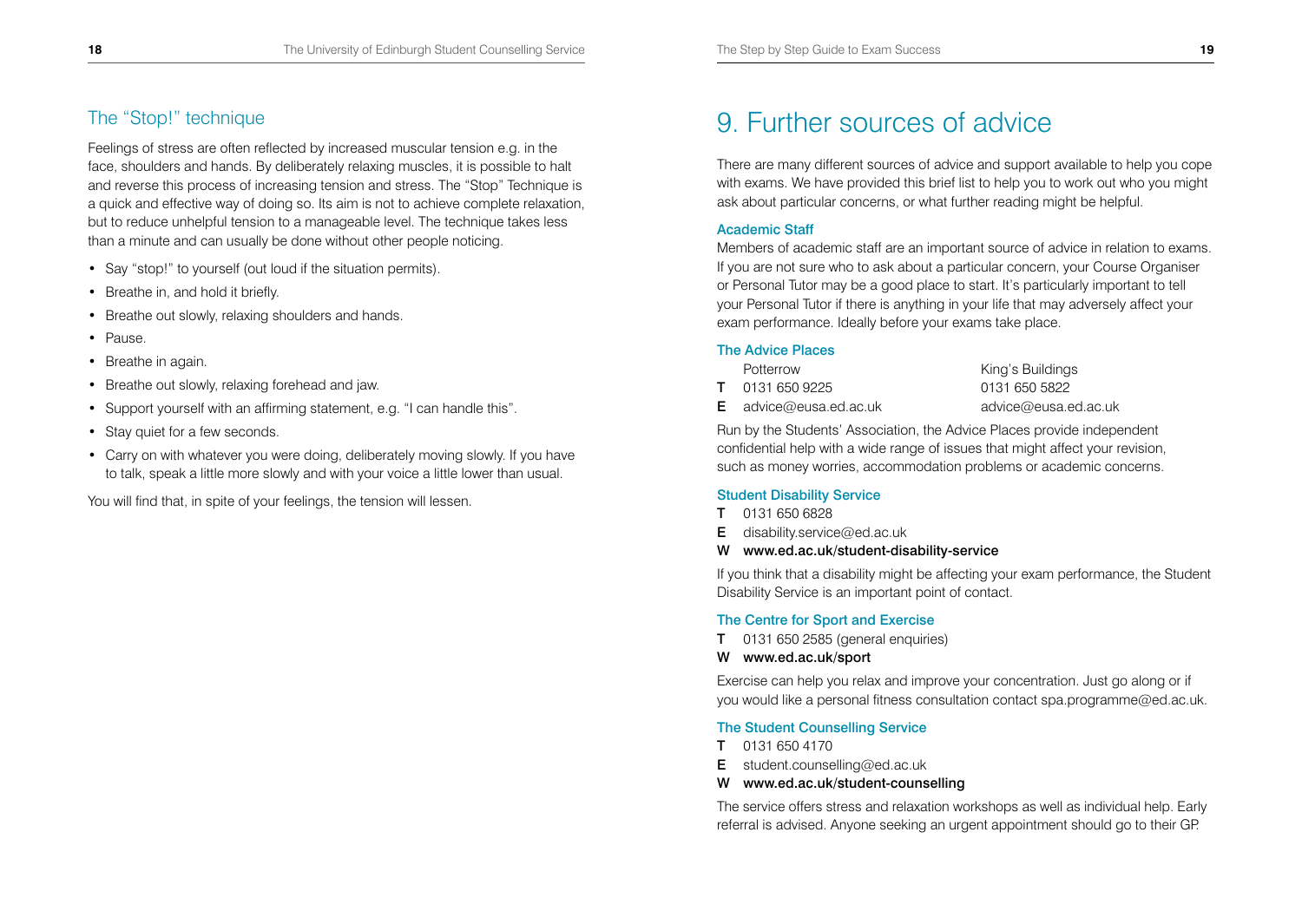## The "Stop!" technique

Feelings of stress are often reflected by increased muscular tension e.g. in the face, shoulders and hands. By deliberately relaxing muscles, it is possible to halt and reverse this process of increasing tension and stress. The "Stop" Technique is a quick and effective way of doing so. Its aim is not to achieve complete relaxation, but to reduce unhelpful tension to a manageable level. The technique takes less than a minute and can usually be done without other people noticing.

- Say "stop!" to yourself (out loud if the situation permits).
- Breathe in, and hold it briefly.
- Breathe out slowly, relaxing shoulders and hands.
- Pause.
- Breathe in again.
- Breathe out slowly, relaxing forehead and jaw.
- Support yourself with an affirming statement, e.g. "I can handle this".
- Stay quiet for a few seconds.
- Carry on with whatever you were doing, deliberately moving slowly. If you have to talk, speak a little more slowly and with your voice a little lower than usual.

You will find that, in spite of your feelings, the tension will lessen.

# 9. Further sources of advice

There are many different sources of advice and support available to help you cope with exams. We have provided this brief list to help you to work out who you might ask about particular concerns, or what further reading might be helpful.

### Academic Staff

Members of academic staff are an important source of advice in relation to exams. If you are not sure who to ask about a particular concern, your Course Organiser or Personal Tutor may be a good place to start. It's particularly important to tell your Personal Tutor if there is anything in your life that may adversely affect your exam performance. Ideally before your exams take place.

### The Advice Places

| | Potterrow | King's Buildings |
|---|---|---|
| **T** | 0131 650 9225 | 0131 650 5822 |
| **E** | advice@eusa.ed.ac.uk | advice@eusa.ed.ac.uk |

Run by the Students' Association, the Advice Places provide independent confidential help with a wide range of issues that might affect your revision, such as money worries, accommodation problems or academic concerns.

### Student Disability Service

**T** 0131 650 6828
**E** disability.service@ed.ac.uk
**W** **www.ed.ac.uk/student-disability-service**

If you think that a disability might be affecting your exam performance, the Student Disability Service is an important point of contact.

### The Centre for Sport and Exercise

**T** 0131 650 2585 (general enquiries)
**W** **www.ed.ac.uk/sport**

Exercise can help you relax and improve your concentration. Just go along or if you would like a personal fitness consultation contact spa.programme@ed.ac.uk.

### The Student Counselling Service

**T** 0131 650 4170
**E** student.counselling@ed.ac.uk
**W** **www.ed.ac.uk/student-counselling**

The service offers stress and relaxation workshops as well as individual help. Early referral is advised. Anyone seeking an urgent appointment should go to their GP.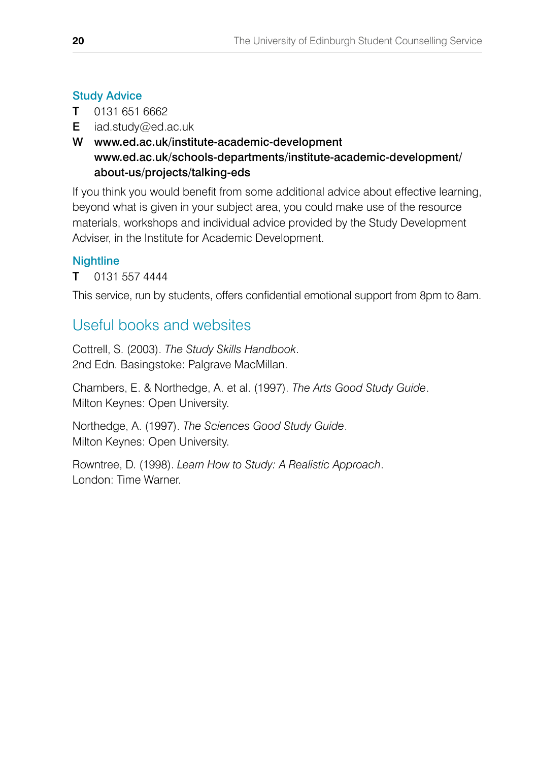### Study Advice

**T** 0131 651 6662
**E** iad.study@ed.ac.uk
**W** **www.ed.ac.uk/institute-academic-development**
**www.ed.ac.uk/schools-departments/institute-academic-development/about-us/projects/talking-eds**

If you think you would benefit from some additional advice about effective learning, beyond what is given in your subject area, you could make use of the resource materials, workshops and individual advice provided by the Study Development Adviser, in the Institute for Academic Development.

### Nightline

**T** 0131 557 4444

This service, run by students, offers confidential emotional support from 8pm to 8am.

## Useful books and websites

Cottrell, S. (2003). *The Study Skills Handbook*.
2nd Edn. Basingstoke: Palgrave MacMillan.

Chambers, E. & Northedge, A. et al. (1997). *The Arts Good Study Guide*.
Milton Keynes: Open University.

Northedge, A. (1997). *The Sciences Good Study Guide*.
Milton Keynes: Open University.

Rowntree, D. (1998). *Learn How to Study: A Realistic Approach*.
London: Time Warner.